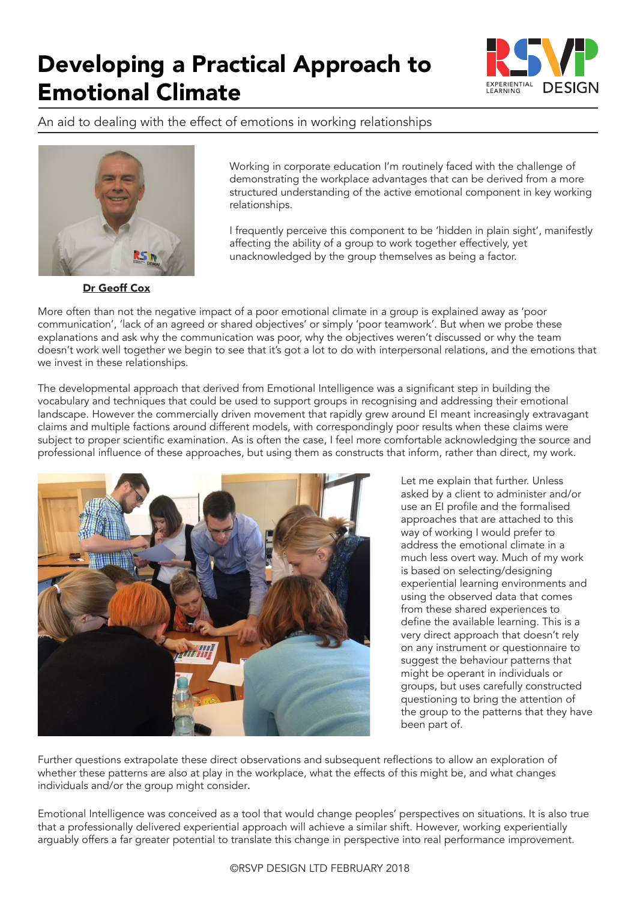# Developing a Practical Approach to Emotional Climate

An aid to dealing with the effect of emotions in working relationships

**Dr Geoff Cox**

Working in corporate education I'm routinely faced with the challenge of demonstrating the workplace advantages that can be derived from a more structured understanding of the active emotional component in key working relationships.

I frequently perceive this component to be 'hidden in plain sight', manifestly affecting the ability of a group to work together effectively, yet unacknowledged by the group themselves as being a factor.

More often than not the negative impact of a poor emotional climate in a group is explained away as 'poor communication', 'lack of an agreed or shared objectives' or simply 'poor teamwork'. But when we probe these explanations and ask why the communication was poor, why the objectives weren't discussed or why the team doesn't work well together we begin to see that it's got a lot to do with interpersonal relations, and the emotions that we invest in these relationships.

The developmental approach that derived from Emotional Intelligence was a significant step in building the vocabulary and techniques that could be used to support groups in recognising and addressing their emotional landscape. However the commercially driven movement that rapidly grew around EI meant increasingly extravagant claims and multiple factions around different models, with correspondingly poor results when these claims were subject to proper scientific examination. As is often the case, I feel more comfortable acknowledging the source and professional influence of these approaches, but using them as constructs that inform, rather than direct, my work.

Let me explain that further. Unless asked by a client to administer and/or use an EI profile and the formalised approaches that are attached to this way of working I would prefer to address the emotional climate in a much less overt way. Much of my work is based on selecting/designing experiential learning environments and using the observed data that comes from these shared experiences to define the available learning. This is a very direct approach that doesn't rely on any instrument or questionnaire to suggest the behaviour patterns that might be operant in individuals or groups, but uses carefully constructed questioning to bring the attention of the group to the patterns that they have been part of.

Further questions extrapolate these direct observations and subsequent reflections to allow an exploration of whether these patterns are also at play in the workplace, what the effects of this might be, and what changes individuals and/or the group might consider.

Emotional Intelligence was conceived as a tool that would change peoples' perspectives on situations. It is also true that a professionally delivered experiential approach will achieve a similar shift. However, working experientially arguably offers a far greater potential to translate this change in perspective into real performance improvement.

©RSVP DESIGN LTD FEBRUARY 2018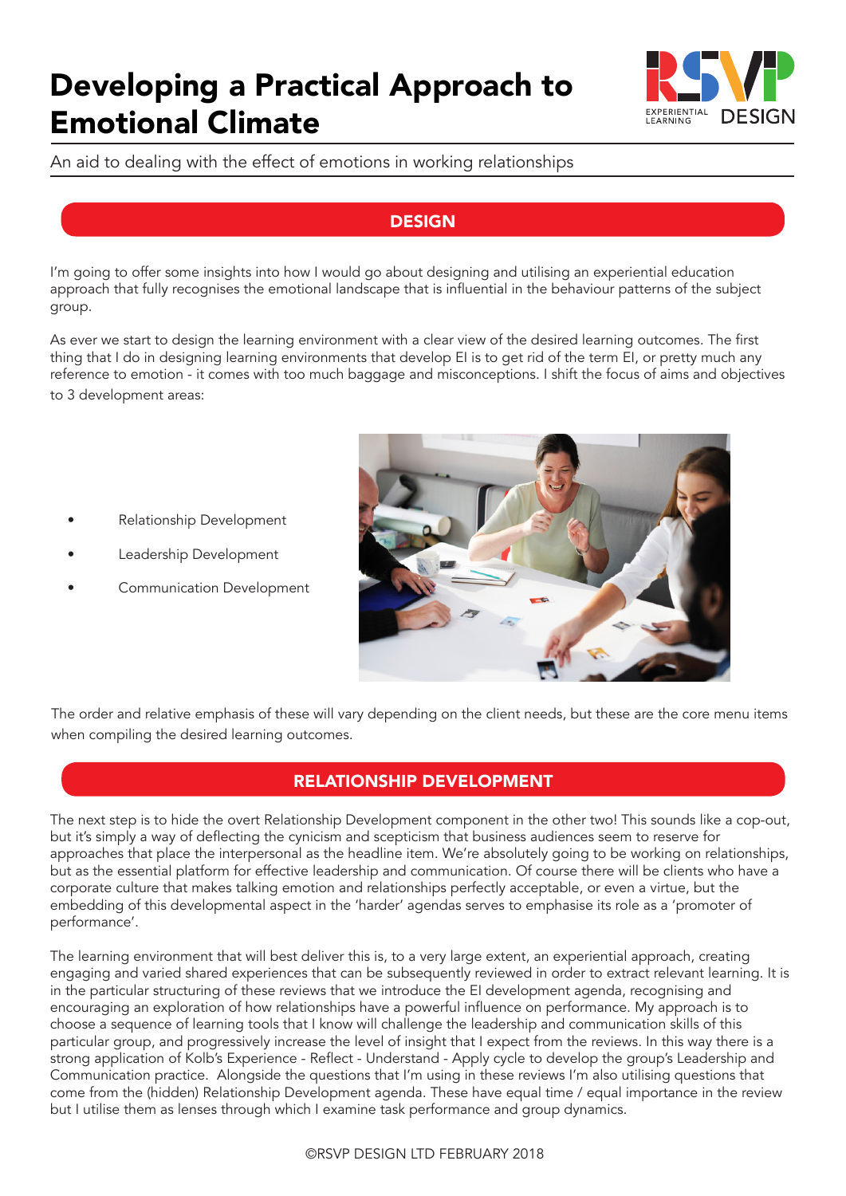# Developing a Practical Approach to Emotional Climate

An aid to dealing with the effect of emotions in working relationships

## DESIGN

I'm going to offer some insights into how I would go about designing and utilising an experiential education approach that fully recognises the emotional landscape that is influential in the behaviour patterns of the subject group.

As ever we start to design the learning environment with a clear view of the desired learning outcomes. The first thing that I do in designing learning environments that develop EI is to get rid of the term EI, or pretty much any reference to emotion - it comes with too much baggage and misconceptions. I shift the focus of aims and objectives to 3 development areas:

- Relationship Development
- Leadership Development
- Communication Development

The order and relative emphasis of these will vary depending on the client needs, but these are the core menu items when compiling the desired learning outcomes.

## RELATIONSHIP DEVELOPMENT

The next step is to hide the overt Relationship Development component in the other two! This sounds like a cop-out, but it's simply a way of deflecting the cynicism and scepticism that business audiences seem to reserve for approaches that place the interpersonal as the headline item. We're absolutely going to be working on relationships, but as the essential platform for effective leadership and communication. Of course there will be clients who have a corporate culture that makes talking emotion and relationships perfectly acceptable, or even a virtue, but the embedding of this developmental aspect in the 'harder' agendas serves to emphasise its role as a 'promoter of performance'.

The learning environment that will best deliver this is, to a very large extent, an experiential approach, creating engaging and varied shared experiences that can be subsequently reviewed in order to extract relevant learning. It is in the particular structuring of these reviews that we introduce the EI development agenda, recognising and encouraging an exploration of how relationships have a powerful influence on performance. My approach is to choose a sequence of learning tools that I know will challenge the leadership and communication skills of this particular group, and progressively increase the level of insight that I expect from the reviews. In this way there is a strong application of Kolb's Experience - Reflect - Understand - Apply cycle to develop the group's Leadership and Communication practice. Alongside the questions that I'm using in these reviews I'm also utilising questions that come from the (hidden) Relationship Development agenda. These have equal time / equal importance in the review but I utilise them as lenses through which I examine task performance and group dynamics.

©RSVP DESIGN LTD FEBRUARY 2018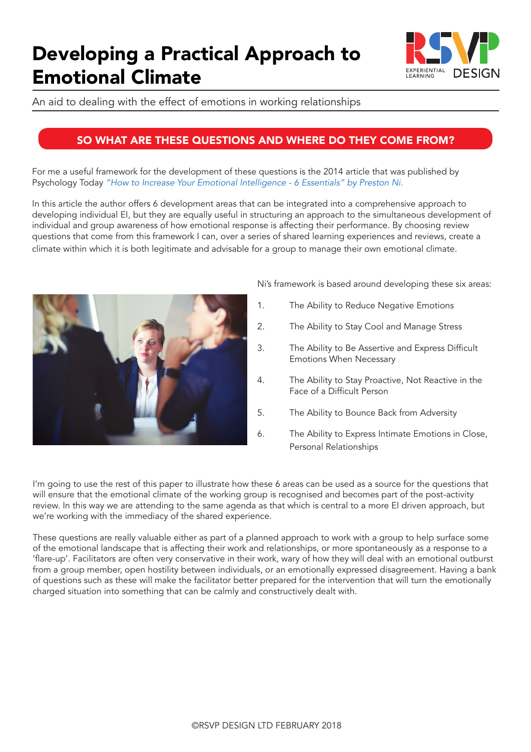# Developing a Practical Approach to Emotional Climate

An aid to dealing with the effect of emotions in working relationships

## SO WHAT ARE THESE QUESTIONS AND WHERE DO THEY COME FROM?

For me a useful framework for the development of these questions is the 2014 article that was published by Psychology Today *"How to Increase Your Emotional Intelligence - 6 Essentials" by Preston Ni.*

In this article the author offers 6 development areas that can be integrated into a comprehensive approach to developing individual EI, but they are equally useful in structuring an approach to the simultaneous development of individual and group awareness of how emotional response is affecting their performance. By choosing review questions that come from this framework I can, over a series of shared learning experiences and reviews, create a climate within which it is both legitimate and advisable for a group to manage their own emotional climate.

Ni's framework is based around developing these six areas:

1. The Ability to Reduce Negative Emotions
2. The Ability to Stay Cool and Manage Stress
3. The Ability to Be Assertive and Express Difficult Emotions When Necessary
4. The Ability to Stay Proactive, Not Reactive in the Face of a Difficult Person
5. The Ability to Bounce Back from Adversity
6. The Ability to Express Intimate Emotions in Close, Personal Relationships

I'm going to use the rest of this paper to illustrate how these 6 areas can be used as a source for the questions that will ensure that the emotional climate of the working group is recognised and becomes part of the post-activity review. In this way we are attending to the same agenda as that which is central to a more EI driven approach, but we're working with the immediacy of the shared experience.

These questions are really valuable either as part of a planned approach to work with a group to help surface some of the emotional landscape that is affecting their work and relationships, or more spontaneously as a response to a 'flare-up'. Facilitators are often very conservative in their work, wary of how they will deal with an emotional outburst from a group member, open hostility between individuals, or an emotionally expressed disagreement. Having a bank of questions such as these will make the facilitator better prepared for the intervention that will turn the emotionally charged situation into something that can be calmly and constructively dealt with.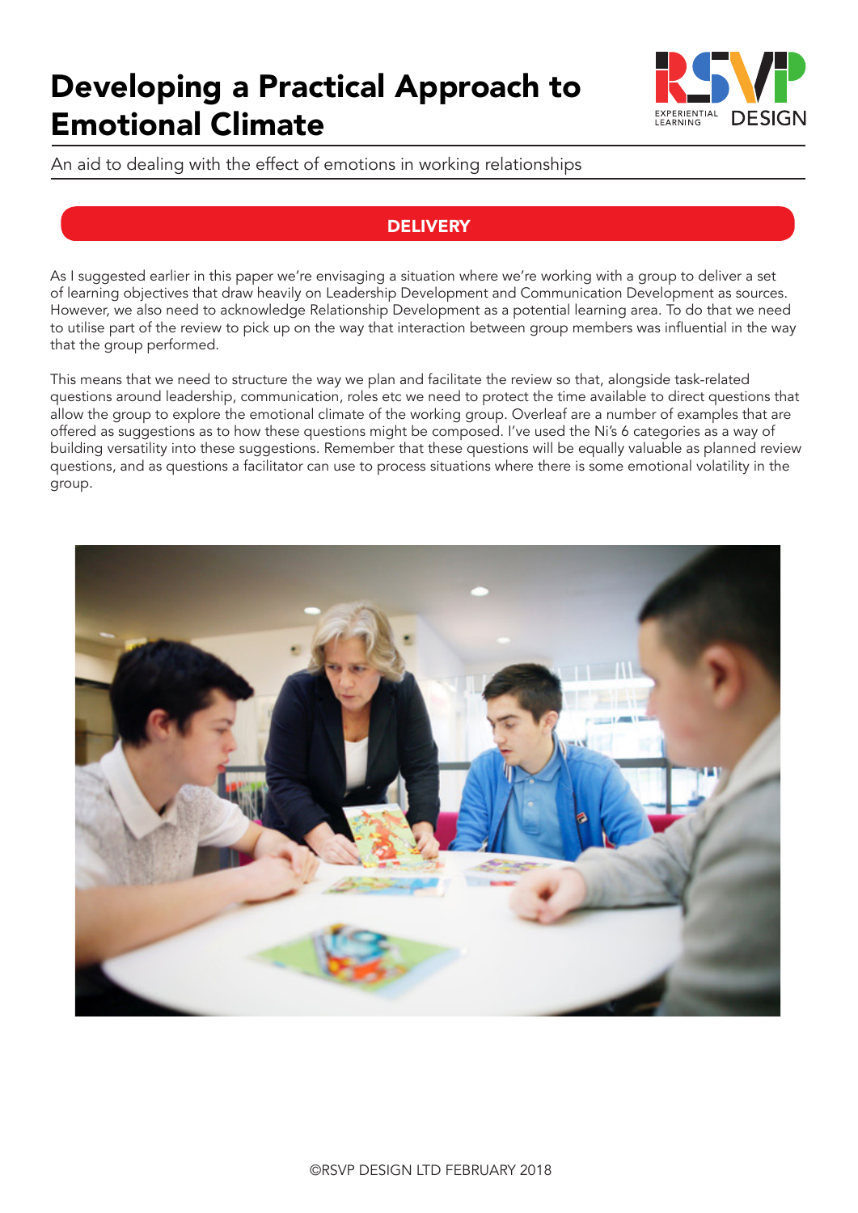# Developing a Practical Approach to Emotional Climate

An aid to dealing with the effect of emotions in working relationships

## DELIVERY

As I suggested earlier in this paper we're envisaging a situation where we're working with a group to deliver a set of learning objectives that draw heavily on Leadership Development and Communication Development as sources. However, we also need to acknowledge Relationship Development as a potential learning area. To do that we need to utilise part of the review to pick up on the way that interaction between group members was influential in the way that the group performed.

This means that we need to structure the way we plan and facilitate the review so that, alongside task-related questions around leadership, communication, roles etc we need to protect the time available to direct questions that allow the group to explore the emotional climate of the working group. Overleaf are a number of examples that are offered as suggestions as to how these questions might be composed. I've used the Ni's 6 categories as a way of building versatility into these suggestions. Remember that these questions will be equally valuable as planned review questions, and as questions a facilitator can use to process situations where there is some emotional volatility in the group.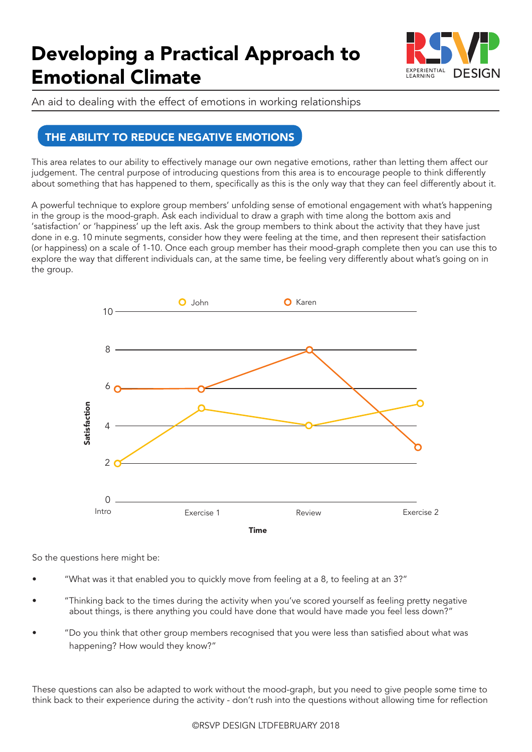# Developing a Practical Approach to Emotional Climate

An aid to dealing with the effect of emotions in working relationships

## THE ABILITY TO REDUCE NEGATIVE EMOTIONS

This area relates to our ability to effectively manage our own negative emotions, rather than letting them affect our judgement. The central purpose of introducing questions from this area is to encourage people to think differently about something that has happened to them, specifically as this is the only way that they can feel differently about it.

A powerful technique to explore group members' unfolding sense of emotional engagement with what's happening in the group is the mood-graph. Ask each individual to draw a graph with time along the bottom axis and 'satisfaction' or 'happiness' up the left axis. Ask the group members to think about the activity that they have just done in e.g. 10 minute segments, consider how they were feeling at the time, and then represent their satisfaction (or happiness) on a scale of 1-10. Once each group member has their mood-graph complete then you can use this to explore the way that different individuals can, at the same time, be feeling very differently about what's going on in the group.

| Time | John | Karen |
|---|---|---|
| Intro | 2 | 6 |
| Exercise 1 | 5 | 6 |
| Review | 4 | 8 |
| Exercise 2 | 5 | 3 |

So the questions here might be:

- "What was it that enabled you to quickly move from feeling at a 8, to feeling at an 3?"
- "Thinking back to the times during the activity when you've scored yourself as feeling pretty negative about things, is there anything you could have done that would have made you feel less down?"
- "Do you think that other group members recognised that you were less than satisfied about what was happening? How would they know?"

These questions can also be adapted to work without the mood-graph, but you need to give people some time to think back to their experience during the activity - don't rush into the questions without allowing time for reflection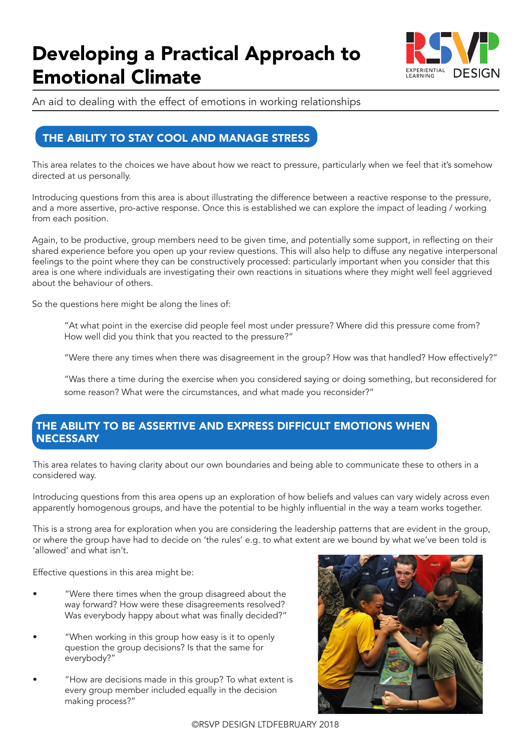# Developing a Practical Approach to Emotional Climate

An aid to dealing with the effect of emotions in working relationships

## THE ABILITY TO STAY COOL AND MANAGE STRESS

This area relates to the choices we have about how we react to pressure, particularly when we feel that it's somehow directed at us personally.

Introducing questions from this area is about illustrating the difference between a reactive response to the pressure, and a more assertive, pro-active response. Once this is established we can explore the impact of leading / working from each position.

Again, to be productive, group members need to be given time, and potentially some support, in reflecting on their shared experience before you open up your review questions. This will also help to diffuse any negative interpersonal feelings to the point where they can be constructively processed: particularly important when you consider that this area is one where individuals are investigating their own reactions in situations where they might well feel aggrieved about the behaviour of others.

So the questions here might be along the lines of:

> "At what point in the exercise did people feel most under pressure? Where did this pressure come from? How well did you think that you reacted to the pressure?"
>
> "Were there any times when there was disagreement in the group? How was that handled? How effectively?"
>
> "Was there a time during the exercise when you considered saying or doing something, but reconsidered for some reason? What were the circumstances, and what made you reconsider?"

## THE ABILITY TO BE ASSERTIVE AND EXPRESS DIFFICULT EMOTIONS WHEN NECESSARY

This area relates to having clarity about our own boundaries and being able to communicate these to others in a considered way.

Introducing questions from this area opens up an exploration of how beliefs and values can vary widely across even apparently homogenous groups, and have the potential to be highly influential in the way a team works together.

This is a strong area for exploration when you are considering the leadership patterns that are evident in the group, or where the group have had to decide on 'the rules' e.g. to what extent are we bound by what we've been told is 'allowed' and what isn't.

Effective questions in this area might be:

- "Were there times when the group disagreed about the way forward? How were these disagreements resolved? Was everybody happy about what was finally decided?"
- "When working in this group how easy is it to openly question the group decisions? Is that the same for everybody?"
- "How are decisions made in this group? To what extent is every group member included equally in the decision making process?"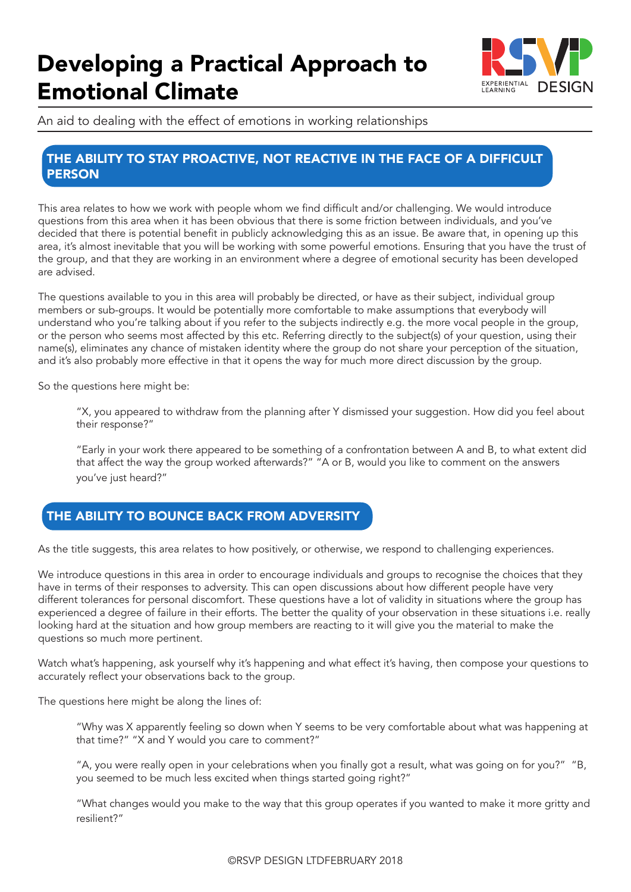# Developing a Practical Approach to Emotional Climate

An aid to dealing with the effect of emotions in working relationships

## THE ABILITY TO STAY PROACTIVE, NOT REACTIVE IN THE FACE OF A DIFFICULT PERSON

This area relates to how we work with people whom we find difficult and/or challenging. We would introduce questions from this area when it has been obvious that there is some friction between individuals, and you've decided that there is potential benefit in publicly acknowledging this as an issue. Be aware that, in opening up this area, it's almost inevitable that you will be working with some powerful emotions. Ensuring that you have the trust of the group, and that they are working in an environment where a degree of emotional security has been developed are advised.

The questions available to you in this area will probably be directed, or have as their subject, individual group members or sub-groups. It would be potentially more comfortable to make assumptions that everybody will understand who you're talking about if you refer to the subjects indirectly e.g. the more vocal people in the group, or the person who seems most affected by this etc. Referring directly to the subject(s) of your question, using their name(s), eliminates any chance of mistaken identity where the group do not share your perception of the situation, and it's also probably more effective in that it opens the way for much more direct discussion by the group.

So the questions here might be:

> "X, you appeared to withdraw from the planning after Y dismissed your suggestion. How did you feel about their response?"
>
> "Early in your work there appeared to be something of a confrontation between A and B, to what extent did that affect the way the group worked afterwards?" "A or B, would you like to comment on the answers you've just heard?"

## THE ABILITY TO BOUNCE BACK FROM ADVERSITY

As the title suggests, this area relates to how positively, or otherwise, we respond to challenging experiences.

We introduce questions in this area in order to encourage individuals and groups to recognise the choices that they have in terms of their responses to adversity. This can open discussions about how different people have very different tolerances for personal discomfort. These questions have a lot of validity in situations where the group has experienced a degree of failure in their efforts. The better the quality of your observation in these situations i.e. really looking hard at the situation and how group members are reacting to it will give you the material to make the questions so much more pertinent.

Watch what's happening, ask yourself why it's happening and what effect it's having, then compose your questions to accurately reflect your observations back to the group.

The questions here might be along the lines of:

> "Why was X apparently feeling so down when Y seems to be very comfortable about what was happening at that time?" "X and Y would you care to comment?"
>
> "A, you were really open in your celebrations when you finally got a result, what was going on for you?" "B, you seemed to be much less excited when things started going right?"
>
> "What changes would you make to the way that this group operates if you wanted to make it more gritty and resilient?"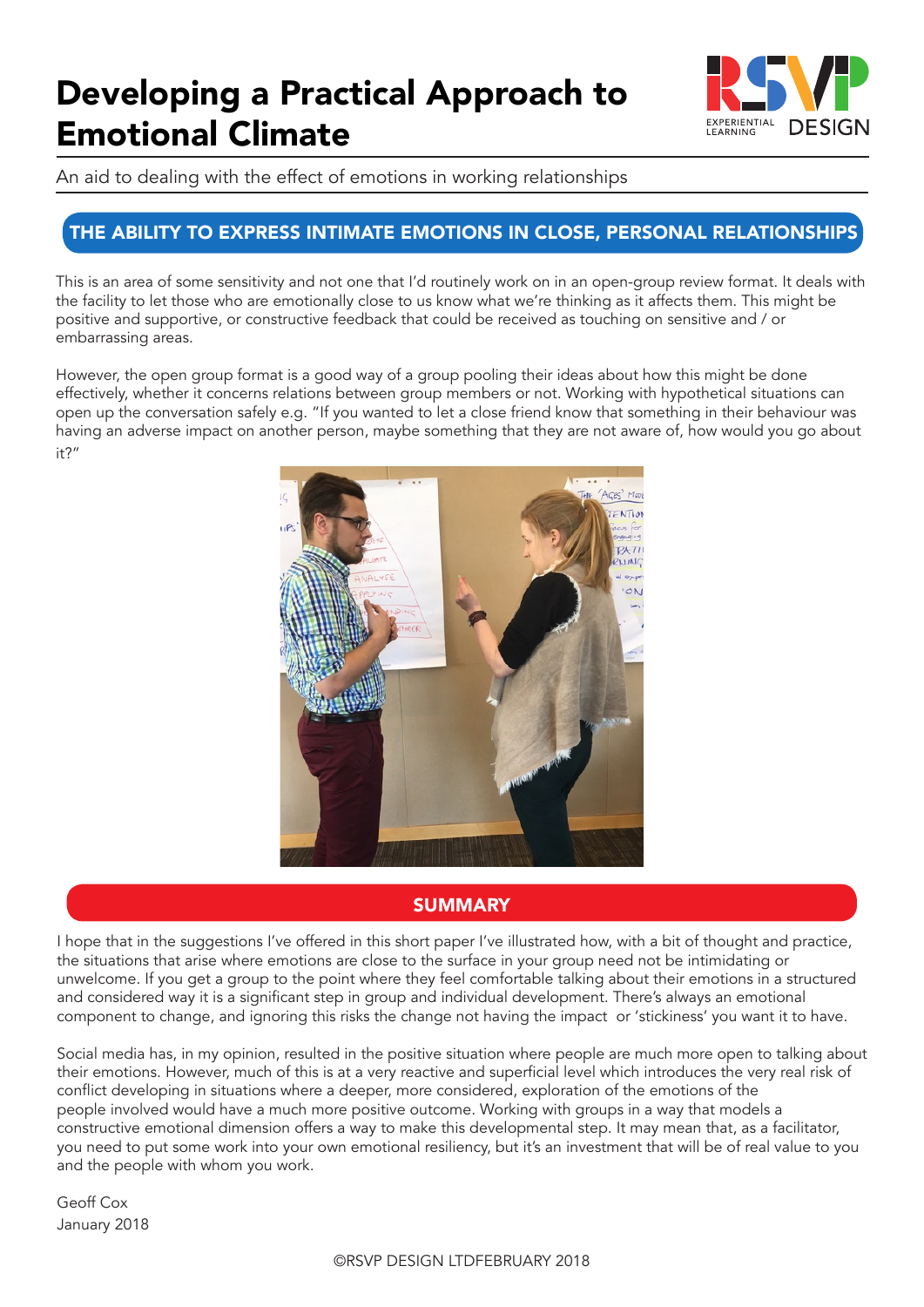# Developing a Practical Approach to Emotional Climate

An aid to dealing with the effect of emotions in working relationships

## THE ABILITY TO EXPRESS INTIMATE EMOTIONS IN CLOSE, PERSONAL RELATIONSHIPS

This is an area of some sensitivity and not one that I'd routinely work on in an open-group review format. It deals with the facility to let those who are emotionally close to us know what we're thinking as it affects them. This might be positive and supportive, or constructive feedback that could be received as touching on sensitive and / or embarrassing areas.

However, the open group format is a good way of a group pooling their ideas about how this might be done effectively, whether it concerns relations between group members or not. Working with hypothetical situations can open up the conversation safely e.g. "If you wanted to let a close friend know that something in their behaviour was having an adverse impact on another person, maybe something that they are not aware of, how would you go about it?"

## SUMMARY

I hope that in the suggestions I've offered in this short paper I've illustrated how, with a bit of thought and practice, the situations that arise where emotions are close to the surface in your group need not be intimidating or unwelcome. If you get a group to the point where they feel comfortable talking about their emotions in a structured and considered way it is a significant step in group and individual development. There's always an emotional component to change, and ignoring this risks the change not having the impact or 'stickiness' you want it to have.

Social media has, in my opinion, resulted in the positive situation where people are much more open to talking about their emotions. However, much of this is at a very reactive and superficial level which introduces the very real risk of conflict developing in situations where a deeper, more considered, exploration of the emotions of the people involved would have a much more positive outcome. Working with groups in a way that models a constructive emotional dimension offers a way to make this developmental step. It may mean that, as a facilitator, you need to put some work into your own emotional resiliency, but it's an investment that will be of real value to you and the people with whom you work.

Geoff Cox
January 2018